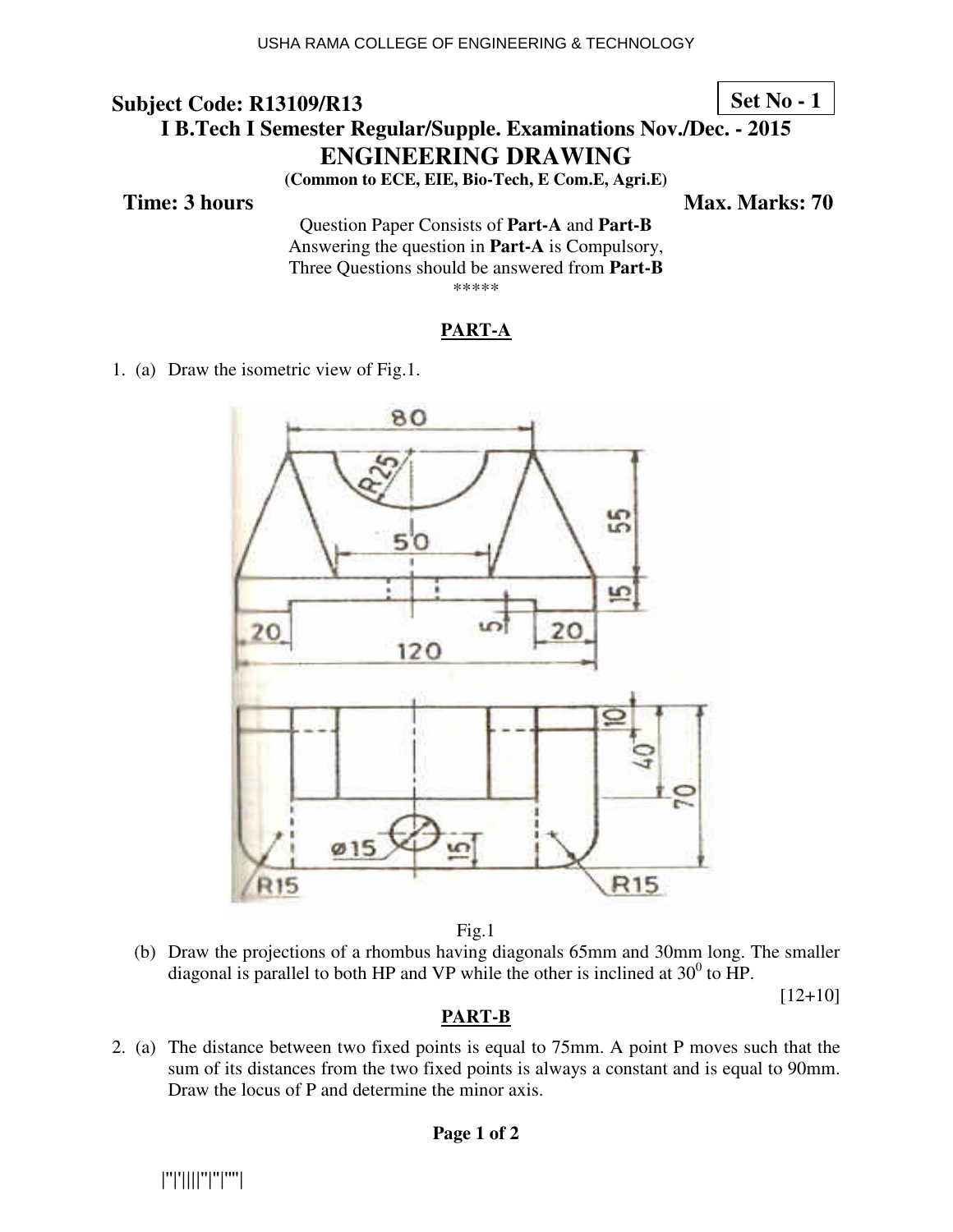USHA RAMA COLLEGE OF ENGINEERING & TECHNOLOGY

**Subject Code: R13109/R13**

**Set No - 1**

**I B.Tech I Semester Regular/Supple. Examinations Nov./Dec. - 2015**

# ENGINEERING DRAWING

**(Common to ECE, EIE, Bio-Tech, E Com.E, Agri.E)**

**Time: 3 hours** **Max. Marks: 70**

Question Paper Consists of **Part-A** and **Part-B**
Answering the question in **Part-A** is Compulsory,
Three Questions should be answered from **Part-B**

\*\*\*\*\*

## PART-A

1. (a) Draw the isometric view of Fig.1.

Fig.1

(b) Draw the projections of a rhombus having diagonals 65mm and 30mm long. The smaller diagonal is parallel to both HP and VP while the other is inclined at $30^0$ to HP.

[12+10]

## PART-B

2. (a) The distance between two fixed points is equal to 75mm. A point P moves such that the sum of its distances from the two fixed points is always a constant and is equal to 90mm. Draw the locus of P and determine the minor axis.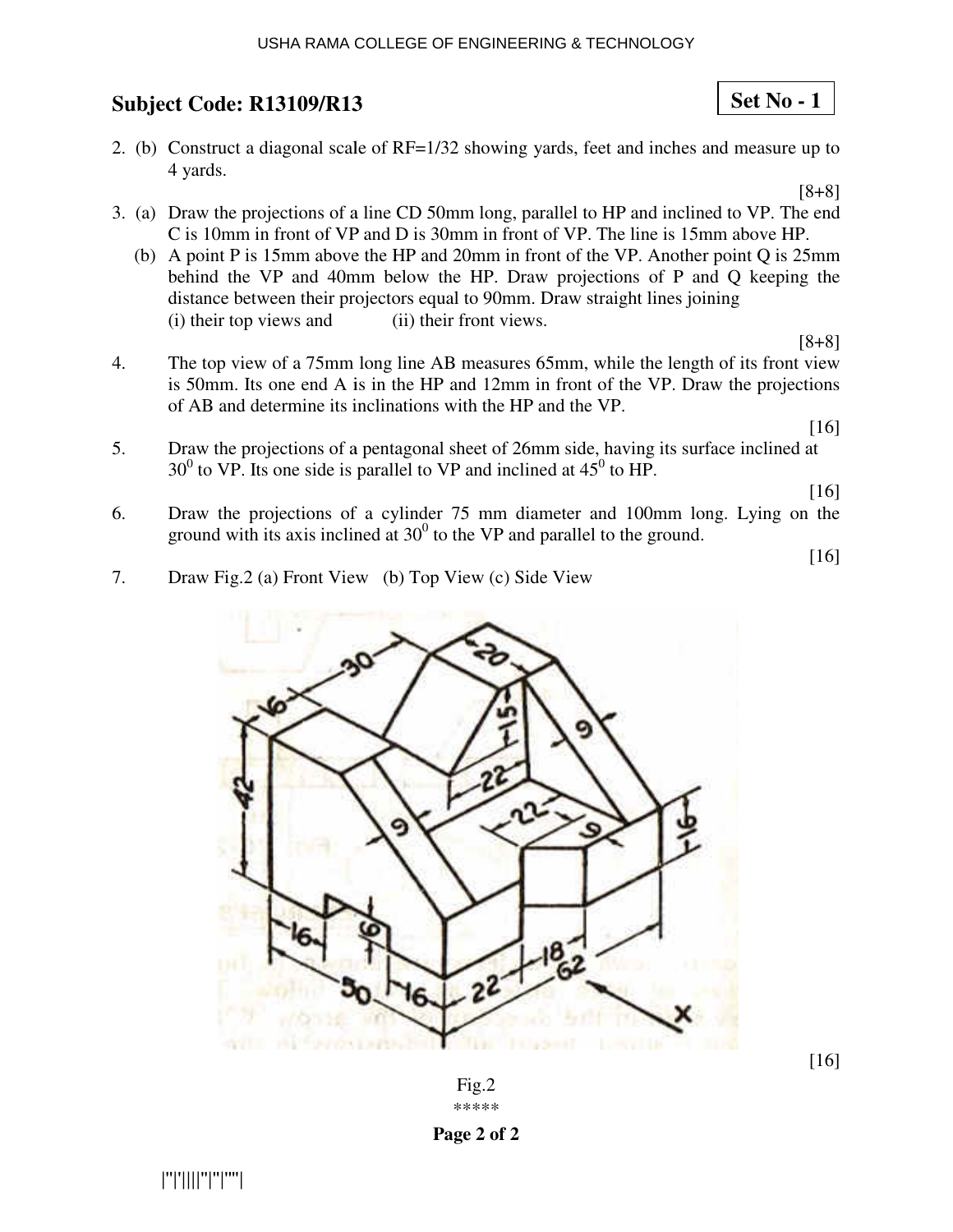**Subject Code: R13109/R13**

**Set No - 1**

2. (b) Construct a diagonal scale of RF=1/32 showing yards, feet and inches and measure up to 4 yards.

[8+8]

3. (a) Draw the projections of a line CD 50mm long, parallel to HP and inclined to VP. The end C is 10mm in front of VP and D is 30mm in front of VP. The line is 15mm above HP.

   (b) A point P is 15mm above the HP and 20mm in front of the VP. Another point Q is 25mm behind the VP and 40mm below the HP. Draw projections of P and Q keeping the distance between their projectors equal to 90mm. Draw straight lines joining
   (i) their top views and (ii) their front views.

[8+8]

4. The top view of a 75mm long line AB measures 65mm, while the length of its front view is 50mm. Its one end A is in the HP and 12mm in front of the VP. Draw the projections of AB and determine its inclinations with the HP and the VP.

[16]

5. Draw the projections of a pentagonal sheet of 26mm side, having its surface inclined at $30^0$ to VP. Its one side is parallel to VP and inclined at $45^0$ to HP.

[16]

6. Draw the projections of a cylinder 75 mm diameter and 100mm long. Lying on the ground with its axis inclined at $30^0$ to the VP and parallel to the ground.

[16]

7. Draw Fig.2 (a) Front View (b) Top View (c) Side View

[16]

Fig.2

*****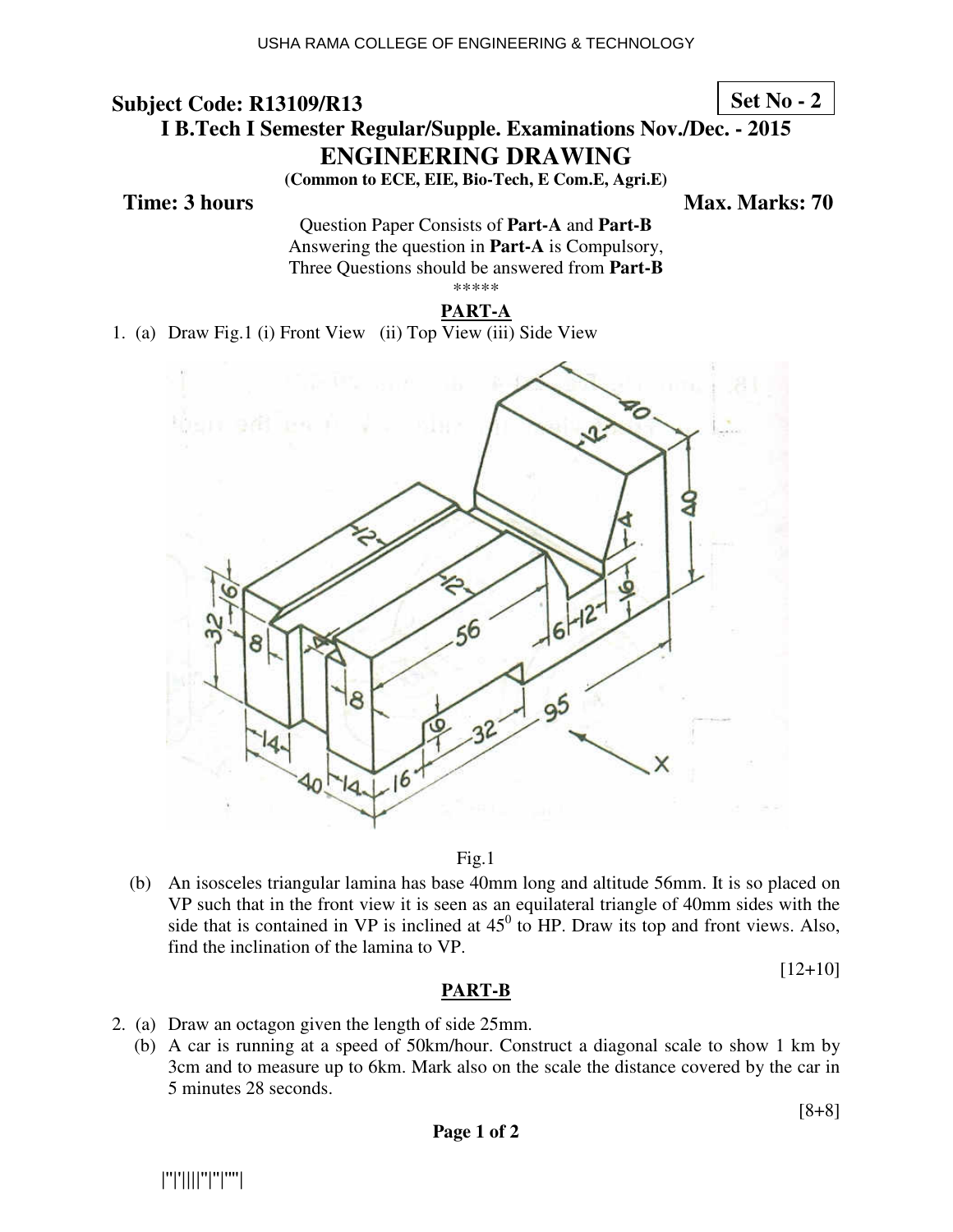**Subject Code: R13109/R13**

**Set No - 2**

**I B.Tech I Semester Regular/Supple. Examinations Nov./Dec. - 2015**

# ENGINEERING DRAWING

**(Common to ECE, EIE, Bio-Tech, E Com.E, Agri.E)**

**Time: 3 hours** **Max. Marks: 70**

Question Paper Consists of **Part-A** and **Part-B**
Answering the question in **Part-A** is Compulsory,
Three Questions should be answered from **Part-B**

*****

## PART-A

1. (a) Draw Fig.1 (i) Front View (ii) Top View (iii) Side View

Fig.1

(b) An isosceles triangular lamina has base 40mm long and altitude 56mm. It is so placed on VP such that in the front view it is seen as an equilateral triangle of 40mm sides with the side that is contained in VP is inclined at $45^0$ to HP. Draw its top and front views. Also, find the inclination of the lamina to VP.

[12+10]

## PART-B

2. (a) Draw an octagon given the length of side 25mm.

(b) A car is running at a speed of 50km/hour. Construct a diagonal scale to show 1 km by 3cm and to measure up to 6km. Mark also on the scale the distance covered by the car in 5 minutes 28 seconds.

[8+8]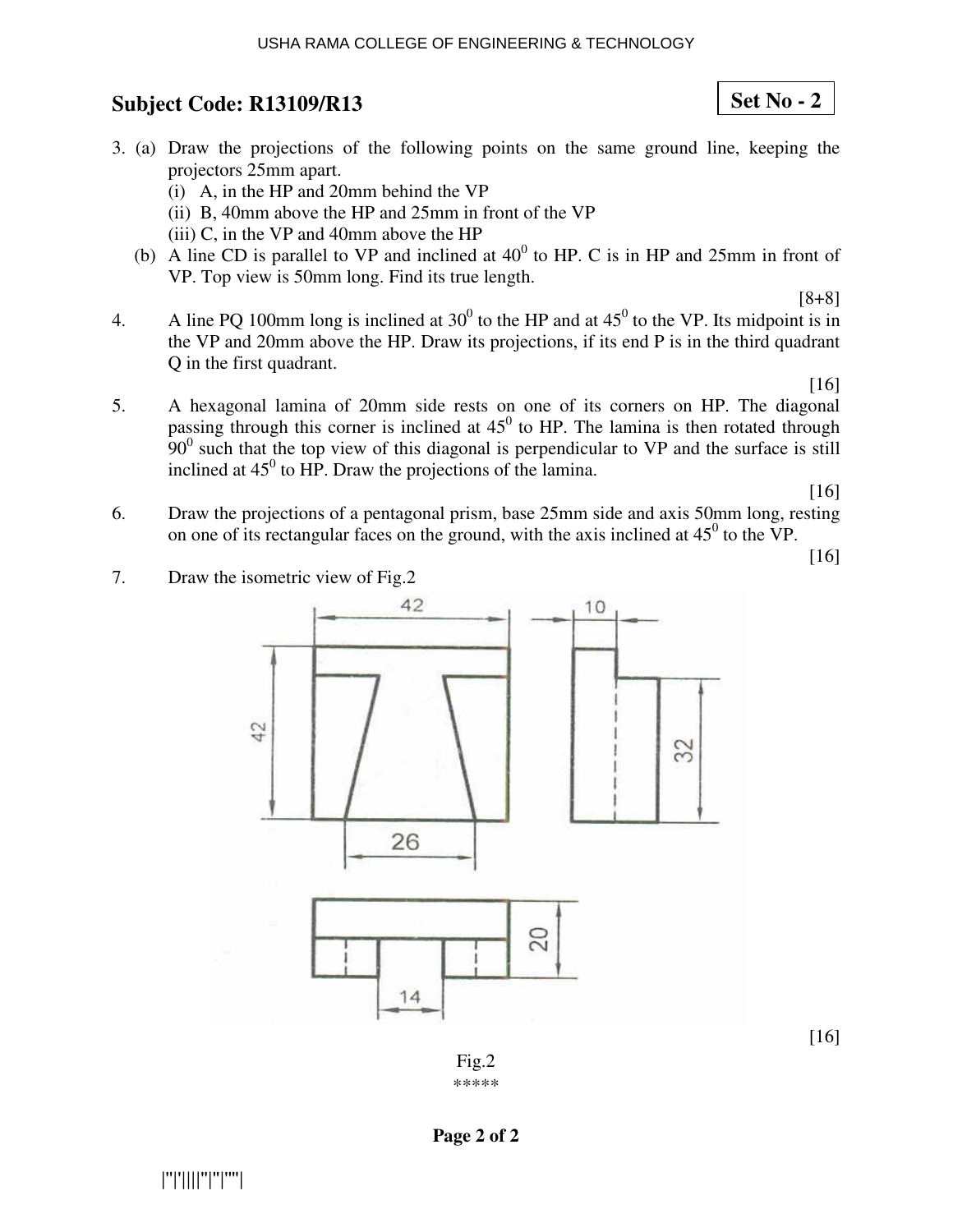**Subject Code: R13109/R13**

**Set No - 2**

3. (a) Draw the projections of the following points on the same ground line, keeping the projectors 25mm apart.
   (i) A, in the HP and 20mm behind the VP
   (ii) B, 40mm above the HP and 25mm in front of the VP
   (iii) C, in the VP and 40mm above the HP

   (b) A line CD is parallel to VP and inclined at $40^0$ to HP. C is in HP and 25mm in front of VP. Top view is 50mm long. Find its true length.

[8+8]

4. A line PQ 100mm long is inclined at $30^0$ to the HP and at $45^0$ to the VP. Its midpoint is in the VP and 20mm above the HP. Draw its projections, if its end P is in the third quadrant Q in the first quadrant.

[16]

5. A hexagonal lamina of 20mm side rests on one of its corners on HP. The diagonal passing through this corner is inclined at $45^0$ to HP. The lamina is then rotated through $90^0$ such that the top view of this diagonal is perpendicular to VP and the surface is still inclined at $45^0$ to HP. Draw the projections of the lamina.

[16]

6. Draw the projections of a pentagonal prism, base 25mm side and axis 50mm long, resting on one of its rectangular faces on the ground, with the axis inclined at $45^0$ to the VP.

[16]

7. Draw the isometric view of Fig.2

[16]

Fig.2

\*\*\*\*\*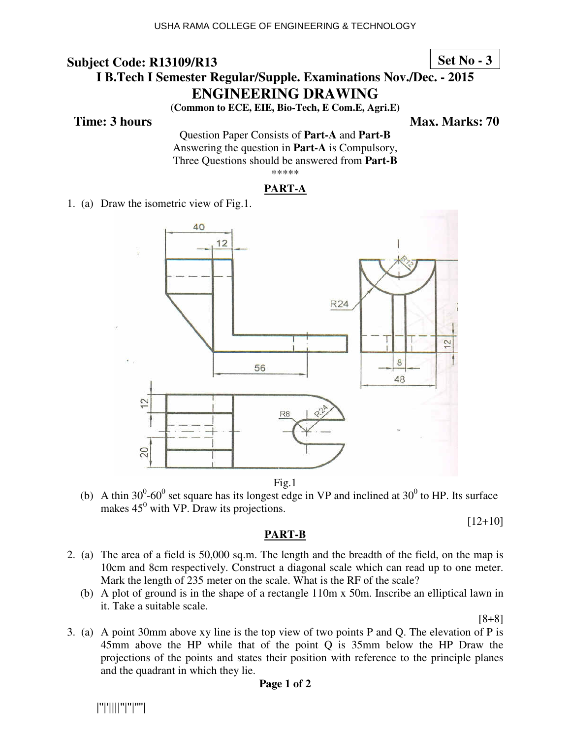**Subject Code: R13109/R13** **Set No - 3**

**I B.Tech I Semester Regular/Supple. Examinations Nov./Dec. - 2015**

## ENGINEERING DRAWING

**(Common to ECE, EIE, Bio-Tech, E Com.E, Agri.E)**

**Time: 3 hours** **Max. Marks: 70**

Question Paper Consists of **Part-A** and **Part-B**
Answering the question in **Part-A** is Compulsory,
Three Questions should be answered from **Part-B**

\*\*\*\*\*

### PART-A

1. (a) Draw the isometric view of Fig.1.

Fig.1

(b) A thin $30^0$-$60^0$ set square has its longest edge in VP and inclined at $30^0$ to HP. Its surface makes $45^0$ with VP. Draw its projections.

[12+10]

### PART-B

2. (a) The area of a field is 50,000 sq.m. The length and the breadth of the field, on the map is 10cm and 8cm respectively. Construct a diagonal scale which can read up to one meter. Mark the length of 235 meter on the scale. What is the RF of the scale?

   (b) A plot of ground is in the shape of a rectangle 110m x 50m. Inscribe an elliptical lawn in it. Take a suitable scale.

[8+8]

3. (a) A point 30mm above xy line is the top view of two points P and Q. The elevation of P is 45mm above the HP while that of the point Q is 35mm below the HP Draw the projections of the points and states their position with reference to the principle planes and the quadrant in which they lie.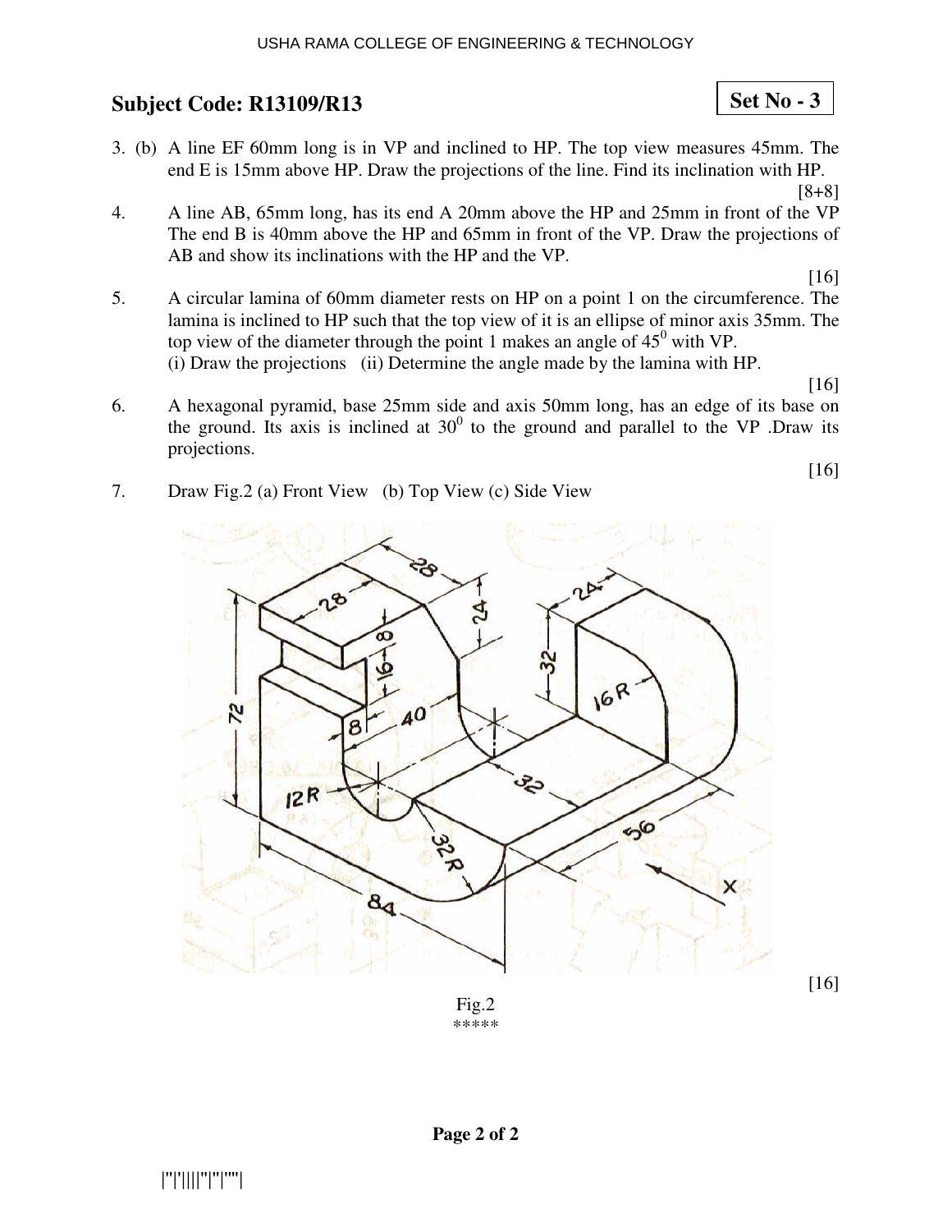## Subject Code: R13109/R13

**Set No - 3**

3. (b) A line EF 60mm long is in VP and inclined to HP. The top view measures 45mm. The end E is 15mm above HP. Draw the projections of the line. Find its inclination with HP.

[8+8]

4. A line AB, 65mm long, has its end A 20mm above the HP and 25mm in front of the VP The end B is 40mm above the HP and 65mm in front of the VP. Draw the projections of AB and show its inclinations with the HP and the VP.

[16]

5. A circular lamina of 60mm diameter rests on HP on a point 1 on the circumference. The lamina is inclined to HP such that the top view of it is an ellipse of minor axis 35mm. The top view of the diameter through the point 1 makes an angle of $45^0$ with VP.
   (i) Draw the projections (ii) Determine the angle made by the lamina with HP.

[16]

6. A hexagonal pyramid, base 25mm side and axis 50mm long, has an edge of its base on the ground. Its axis is inclined at $30^0$ to the ground and parallel to the VP .Draw its projections.

[16]

7. Draw Fig.2 (a) Front View (b) Top View (c) Side View

[16]

Fig.2

\*\*\*\*\*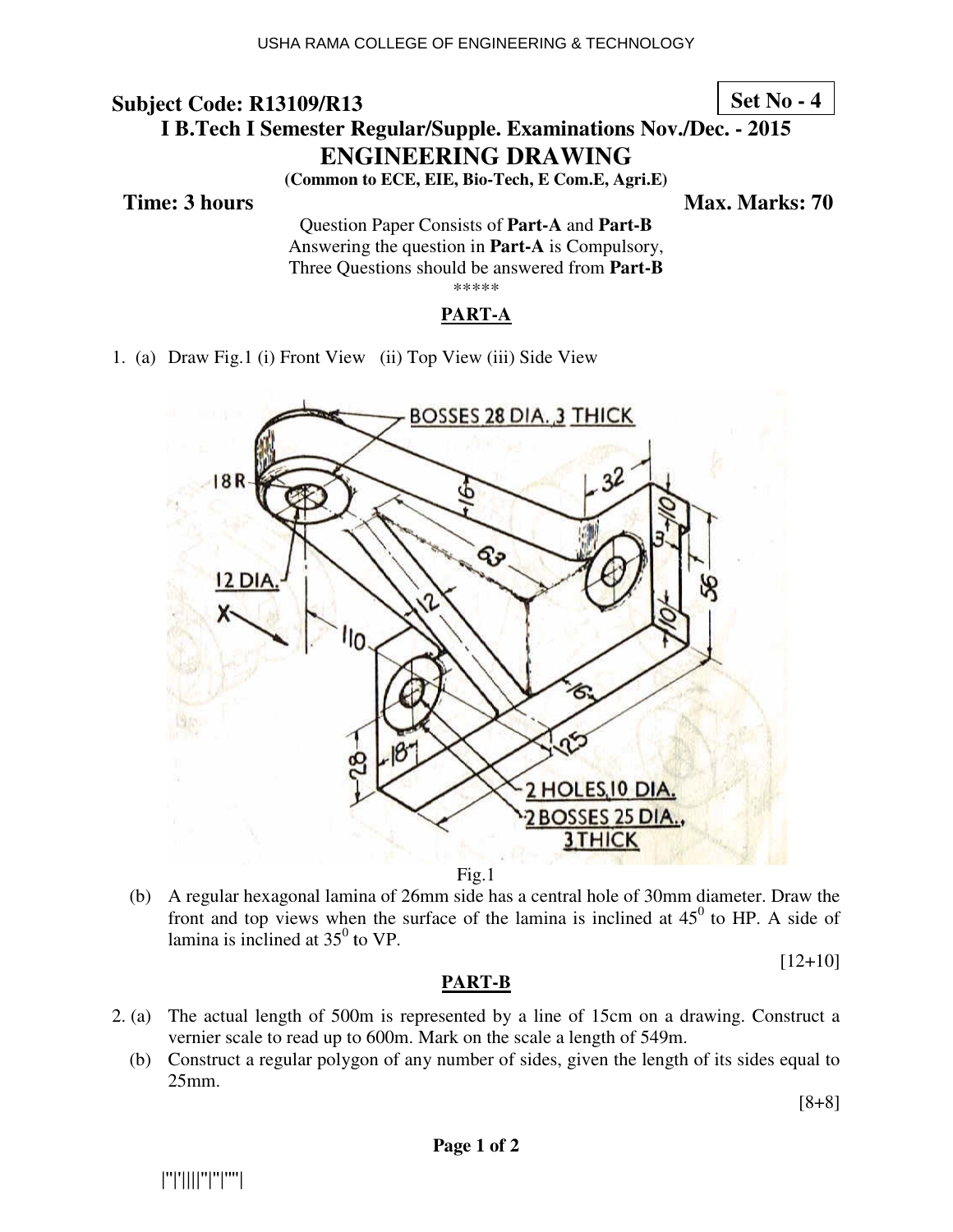**Subject Code: R13109/R13** **Set No - 4**

**I B.Tech I Semester Regular/Supple. Examinations Nov./Dec. - 2015**

## ENGINEERING DRAWING

**(Common to ECE, EIE, Bio-Tech, E Com.E, Agri.E)**

**Time: 3 hours** **Max. Marks: 70**

Question Paper Consists of **Part-A** and **Part-B**
Answering the question in **Part-A** is Compulsory,
Three Questions should be answered from **Part-B**

\*\*\*\*\*

### PART-A

1. (a) Draw Fig.1 (i) Front View (ii) Top View (iii) Side View

Fig.1

(b) A regular hexagonal lamina of 26mm side has a central hole of 30mm diameter. Draw the front and top views when the surface of the lamina is inclined at $45^0$ to HP. A side of lamina is inclined at $35^0$ to VP.

[12+10]

### PART-B

2. (a) The actual length of 500m is represented by a line of 15cm on a drawing. Construct a vernier scale to read up to 600m. Mark on the scale a length of 549m.

(b) Construct a regular polygon of any number of sides, given the length of its sides equal to 25mm.

[8+8]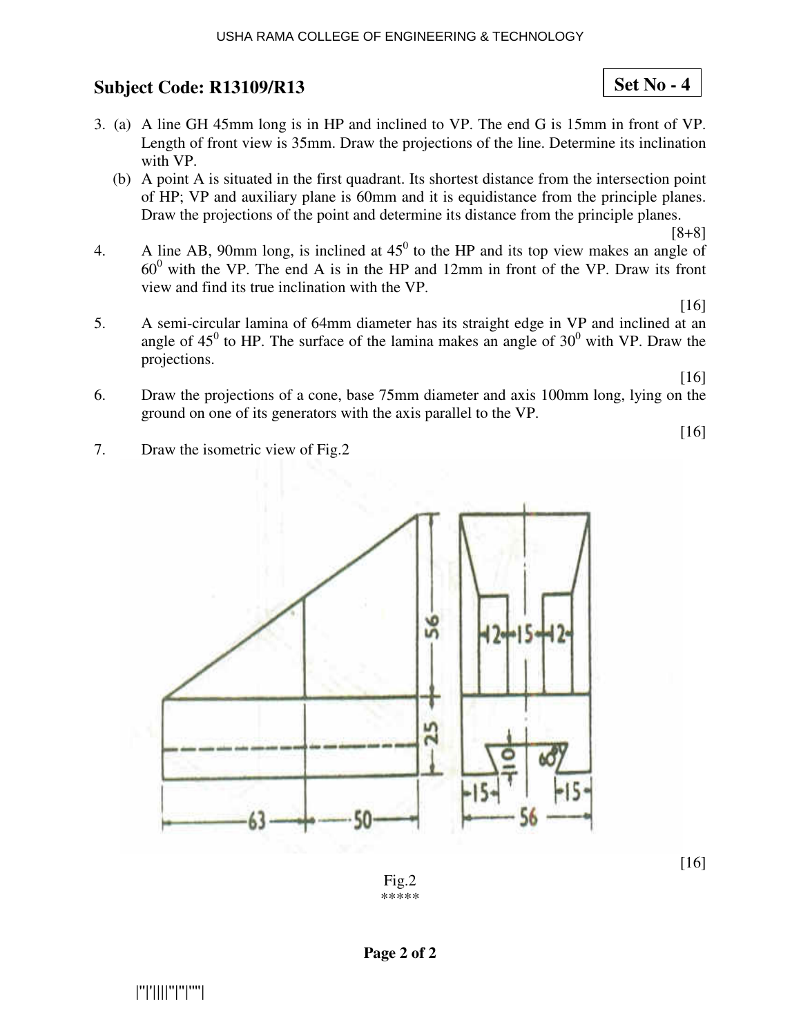**Subject Code: R13109/R13**

**Set No - 4**

3. (a) A line GH 45mm long is in HP and inclined to VP. The end G is 15mm in front of VP. Length of front view is 35mm. Draw the projections of the line. Determine its inclination with VP.

   (b) A point A is situated in the first quadrant. Its shortest distance from the intersection point of HP; VP and auxiliary plane is 60mm and it is equidistance from the principle planes. Draw the projections of the point and determine its distance from the principle planes.

[8+8]

4. A line AB, 90mm long, is inclined at $45^0$ to the HP and its top view makes an angle of $60^0$ with the VP. The end A is in the HP and 12mm in front of the VP. Draw its front view and find its true inclination with the VP.

[16]

5. A semi-circular lamina of 64mm diameter has its straight edge in VP and inclined at an angle of $45^0$ to HP. The surface of the lamina makes an angle of $30^0$ with VP. Draw the projections.

[16]

6. Draw the projections of a cone, base 75mm diameter and axis 100mm long, lying on the ground on one of its generators with the axis parallel to the VP.

[16]

7. Draw the isometric view of Fig.2

56

25

63

50

12

15

12

10

60°

15

15

56

[16]

Fig.2

\*\*\*\*\*